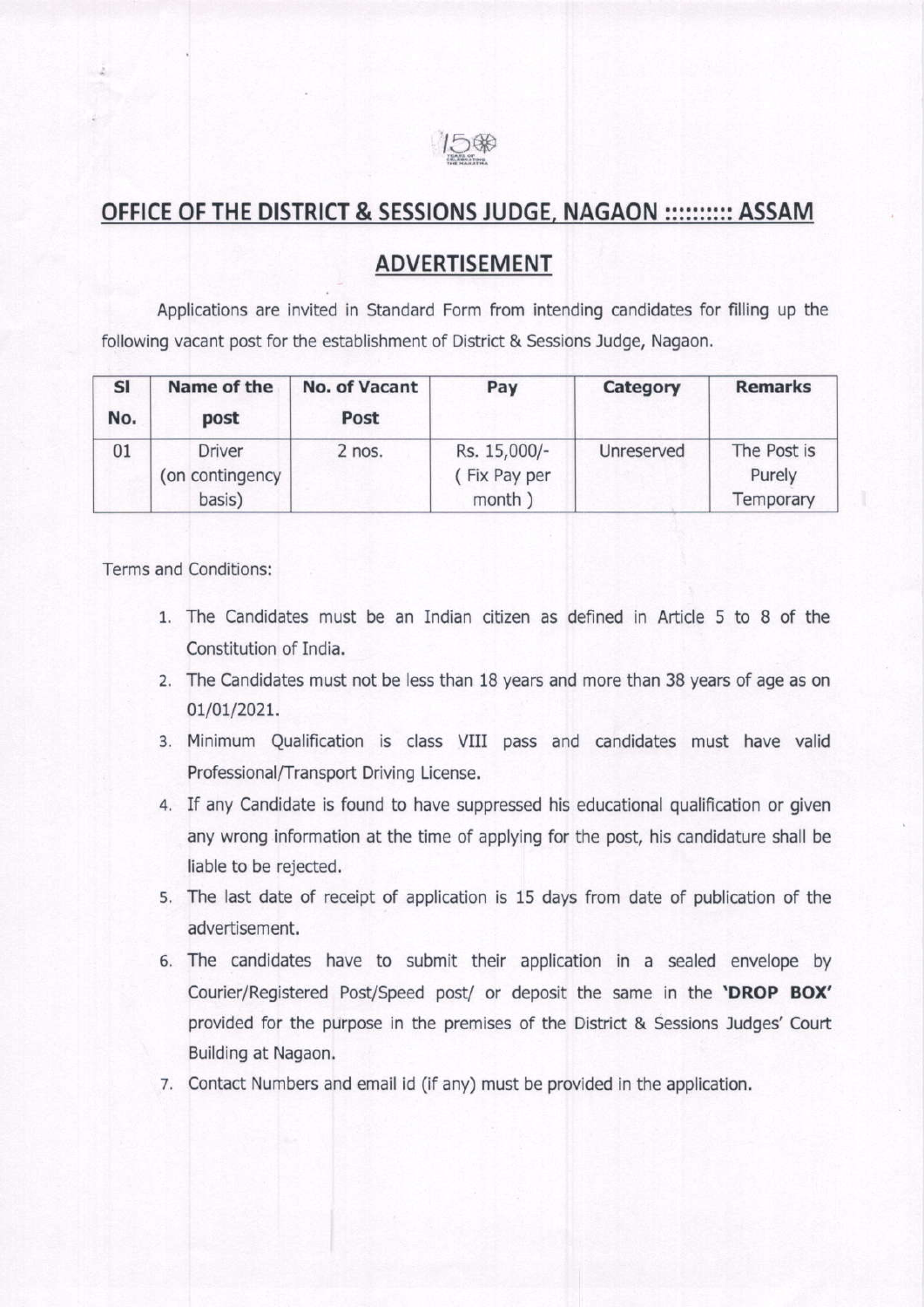## OFFICE OF THE DISTRICT & SESSIONS JUDGE, NAGAON ::::::::: ASSAM

## ADVERTISEMENT

Applications are invited in Standard Form from intending candidates for filling up the following vacant post for the establishment of District & Sessions Judge, Nagaon.

| Sl No. | Name of the post | No. of Vacant Post | Pay | Category | Remarks |
|---|---|---|---|---|---|
| 01 | Driver (on contingency basis) | 2 nos. | Rs. 15,000/- ( Fix Pay per month ) | Unreserved | The Post is Purely Temporary |

Terms and Conditions:

1. The Candidates must be an Indian citizen as defined in Article 5 to 8 of the Constitution of India.
2. The Candidates must not be less than 18 years and more than 38 years of age as on 01/01/2021.
3. Minimum Qualification is class VIII pass and candidates must have valid Professional/Transport Driving License.
4. If any Candidate is found to have suppressed his educational qualification or given any wrong information at the time of applying for the post, his candidature shall be liable to be rejected.
5. The last date of receipt of application is 15 days from date of publication of the advertisement.
6. The candidates have to submit their application in a sealed envelope by Courier/Registered Post/Speed post/ or deposit the same in the **'DROP BOX'** provided for the purpose in the premises of the District & Sessions Judges' Court Building at Nagaon.
7. Contact Numbers and email id (if any) must be provided in the application.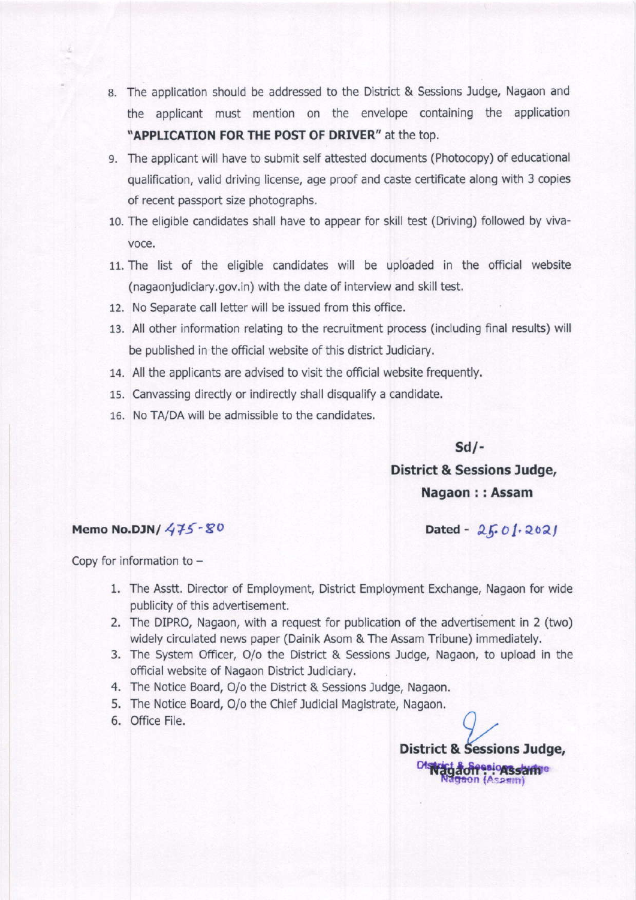8. The application should be addressed to the District & Sessions Judge, Nagaon and the applicant must mention on the envelope containing the application **"APPLICATION FOR THE POST OF DRIVER"** at the top.
9. The applicant will have to submit self attested documents (Photocopy) of educational qualification, valid driving license, age proof and caste certificate along with 3 copies of recent passport size photographs.
10. The eligible candidates shall have to appear for skill test (Driving) followed by viva-voce.
11. The list of the eligible candidates will be uploaded in the official website (nagaonjudiciary.gov.in) with the date of interview and skill test.
12. No Separate call letter will be issued from this office.
13. All other information relating to the recruitment process (including final results) will be published in the official website of this district Judiciary.
14. All the applicants are advised to visit the official website frequently.
15. Canvassing directly or indirectly shall disqualify a candidate.
16. No TA/DA will be admissible to the candidates.

**Sd/-**

**District & Sessions Judge,**

**Nagaon : : Assam**

**Memo No.DJN/** 475-80 **Dated -** 25.01.2021

Copy for information to –

1. The Asstt. Director of Employment, District Employment Exchange, Nagaon for wide publicity of this advertisement.
2. The DIPRO, Nagaon, with a request for publication of the advertisement in 2 (two) widely circulated news paper (Dainik Asom & The Assam Tribune) immediately.
3. The System Officer, O/o the District & Sessions Judge, Nagaon, to upload in the official website of Nagaon District Judiciary.
4. The Notice Board, O/o the District & Sessions Judge, Nagaon.
5. The Notice Board, O/o the Chief Judicial Magistrate, Nagaon.
6. Office File.

**District & Sessions Judge,**

**Nagaon : : Assam**

District & Sessions Judge
Nagaon (Assam)